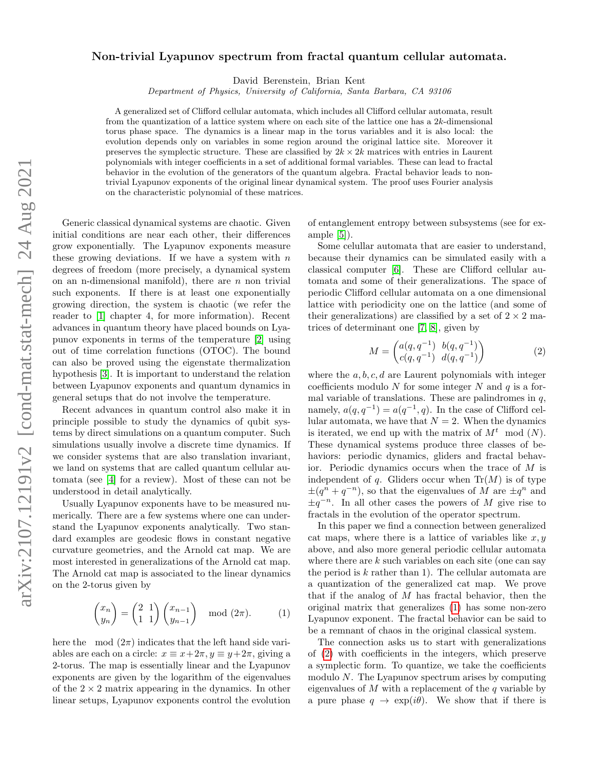# Non-trivial Lyapunov spectrum from fractal quantum cellular automata.

David Berenstein, Brian Kent

*Department of Physics, University of California, Santa Barbara, CA 93106*

A generalized set of Clifford cellular automata, which includes all Clifford cellular automata, result from the quantization of a lattice system where on each site of the lattice one has a $2k$-dimensional torus phase space. The dynamics is a linear map in the torus variables and it is also local: the evolution depends only on variables in some region around the original lattice site. Moreover it preserves the symplectic structure. These are classified by $2k \times 2k$ matrices with entries in Laurent polynomials with integer coefficients in a set of additional formal variables. These can lead to fractal behavior in the evolution of the generators of the quantum algebra. Fractal behavior leads to non-trivial Lyapunov exponents of the original linear dynamical system. The proof uses Fourier analysis on the characteristic polynomial of these matrices.

Generic classical dynamical systems are chaotic. Given initial conditions are near each other, their differences grow exponentially. The Lyapunov exponents measure these growing deviations. If we have a system with $n$ degrees of freedom (more precisely, a dynamical system on an n-dimensional manifold), there are $n$ non trivial such exponents. If there is at least one exponentially growing direction, the system is chaotic (we refer the reader to [1] chapter 4, for more information). Recent advances in quantum theory have placed bounds on Lyapunov exponents in terms of the temperature [2] using out of time correlation functions (OTOC). The bound can also be proved using the eigenstate thermalization hypothesis [3]. It is important to understand the relation between Lyapunov exponents and quantum dynamics in general setups that do not involve the temperature.

Recent advances in quantum control also make it in principle possible to study the dynamics of qubit systems by direct simulations on a quantum computer. Such simulations usually involve a discrete time dynamics. If we consider systems that are also translation invariant, we land on systems that are called quantum cellular automata (see [4] for a review). Most of these can not be understood in detail analytically.

Usually Lyapunov exponents have to be measured numerically. There are a few systems where one can understand the Lyapunov exponents analytically. Two standard examples are geodesic flows in constant negative curvature geometries, and the Arnold cat map. We are most interested in generalizations of the Arnold cat map. The Arnold cat map is associated to the linear dynamics on the 2-torus given by

$$\begin{pmatrix} x_n \\ y_n \end{pmatrix} = \begin{pmatrix} 2 & 1 \\ 1 & 1 \end{pmatrix} \begin{pmatrix} x_{n-1} \\ y_{n-1} \end{pmatrix} \mod (2\pi). \tag{1}$$

here the $\mod (2\pi)$ indicates that the left hand side variables are each on a circle: $x \equiv x+2\pi, y \equiv y+2\pi$, giving a 2-torus. The map is essentially linear and the Lyapunov exponents are given by the logarithm of the eigenvalues of the $2 \times 2$ matrix appearing in the dynamics. In other linear setups, Lyapunov exponents control the evolution of entanglement entropy between subsystems (see for example [5]).

Some celullar automata that are easier to understand, because their dynamics can be simulated easily with a classical computer [6]. These are Clifford cellular automata and some of their generalizations. The space of periodic Clifford cellular automata on a one dimensional lattice with periodicity one on the lattice (and some of their generalizations) are classified by a set of $2 \times 2$ matrices of determinant one [7, 8], given by

$$M = \begin{pmatrix} a(q, q^{-1}) & b(q, q^{-1}) \\ c(q, q^{-1}) & d(q, q^{-1}) \end{pmatrix} \tag{2}$$

where the $a, b, c, d$ are Laurent polynomials with integer coefficients modulo $N$ for some integer $N$ and $q$ is a formal variable of translations. These are palindromes in $q$, namely, $a(q, q^{-1}) = a(q^{-1}, q)$. In the case of Clifford cellular automata, we have that $N = 2$. When the dynamics is iterated, we end up with the matrix of $M^t \mod (N)$. These dynamical systems produce three classes of behaviors: periodic dynamics, gliders and fractal behavior. Periodic dynamics occurs when the trace of $M$ is independent of $q$. Gliders occur when $\mathrm{Tr}(M)$ is of type $\pm(q^n + q^{-n})$, so that the eigenvalues of $M$ are $\pm q^n$ and $\pm q^{-n}$. In all other cases the powers of $M$ give rise to fractals in the evolution of the operator spectrum.

In this paper we find a connection between generalized cat maps, where there is a lattice of variables like $x, y$ above, and also more general periodic cellular automata where there are $k$ such variables on each site (one can say the period is $k$ rather than 1). The cellular automata are a quantization of the generalized cat map. We prove that if the analog of $M$ has fractal behavior, then the original matrix that generalizes (1) has some non-zero Lyapunov exponent. The fractal behavior can be said to be a remnant of chaos in the original classical system.

The connection asks us to start with generalizations of (2) with coefficients in the integers, which preserve a symplectic form. To quantize, we take the coefficients modulo $N$. The Lyapunov spectrum arises by computing eigenvalues of $M$ with a replacement of the $q$ variable by a pure phase $q \to \exp(i\theta)$. We show that if there is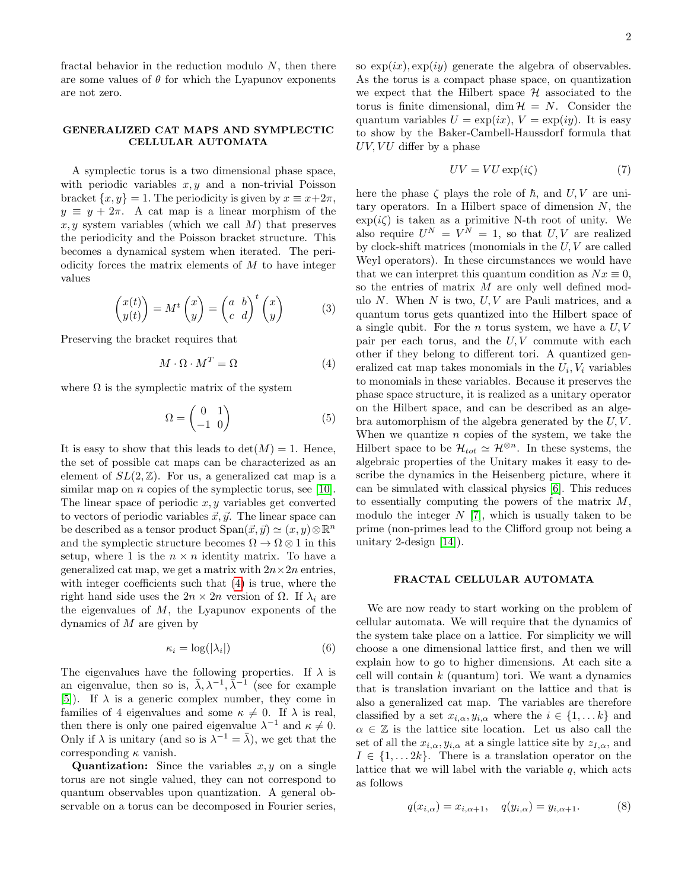fractal behavior in the reduction modulo $N$, then there are some values of $\theta$ for which the Lyapunov exponents are not zero.

## GENERALIZED CAT MAPS AND SYMPLECTIC CELLULAR AUTOMATA

A symplectic torus is a two dimensional phase space, with periodic variables $x, y$ and a non-trivial Poisson bracket $\{x, y\} = 1$. The periodicity is given by $x \equiv x + 2\pi$, $y \equiv y + 2\pi$. A cat map is a linear morphism of the $x, y$ system variables (which we call $M$) that preserves the periodicity and the Poisson bracket structure. This becomes a dynamical system when iterated. The periodicity forces the matrix elements of $M$ to have integer values

$$\begin{pmatrix} x(t) \\ y(t) \end{pmatrix} = M^t \begin{pmatrix} x \\ y \end{pmatrix} = \begin{pmatrix} a & b \\ c & d \end{pmatrix}^t \begin{pmatrix} x \\ y \end{pmatrix} \tag{3}$$

Preserving the bracket requires that

$$M \cdot \Omega \cdot M^T = \Omega \tag{4}$$

where $\Omega$ is the symplectic matrix of the system

$$\Omega = \begin{pmatrix} 0 & 1 \\ -1 & 0 \end{pmatrix} \tag{5}$$

It is easy to show that this leads to $\det(M) = 1$. Hence, the set of possible cat maps can be characterized as an element of $SL(2, \mathbb{Z})$. For us, a generalized cat map is a similar map on $n$ copies of the symplectic torus, see [10]. The linear space of periodic $x, y$ variables get converted to vectors of periodic variables $\vec{x}, \vec{y}$. The linear space can be described as a tensor product $\text{Span}(\vec{x}, \vec{y}) \simeq (x, y) \otimes \mathbb{R}^n$ and the symplectic structure becomes $\Omega \to \Omega \otimes 1$ in this setup, where 1 is the $n \times n$ identity matrix. To have a generalized cat map, we get a matrix with $2n \times 2n$ entries, with integer coefficients such that (4) is true, where the right hand side uses the $2n \times 2n$ version of $\Omega$. If $\lambda_i$ are the eigenvalues of $M$, the Lyapunov exponents of the dynamics of $M$ are given by

$$\kappa_i = \log(|\lambda_i|) \tag{6}$$

The eigenvalues have the following properties. If $\lambda$ is an eigenvalue, then so is, $\bar{\lambda}, \lambda^{-1}, \bar{\lambda}^{-1}$ (see for example [5]). If $\lambda$ is a generic complex number, they come in families of 4 eigenvalues and some $\kappa \neq 0$. If $\lambda$ is real, then there is only one paired eigenvalue $\lambda^{-1}$ and $\kappa \neq 0$. Only if $\lambda$ is unitary (and so is $\lambda^{-1} = \bar{\lambda}$), we get that the corresponding $\kappa$ vanish.

**Quantization:** Since the variables $x, y$ on a single torus are not single valued, they can not correspond to quantum observables upon quantization. A general observable on a torus can be decomposed in Fourier series, so $\exp(ix), \exp(iy)$ generate the algebra of observables. As the torus is a compact phase space, on quantization we expect that the Hilbert space $\mathcal{H}$ associated to the torus is finite dimensional, $\dim \mathcal{H} = N$. Consider the quantum variables $U = \exp(ix)$, $V = \exp(iy)$. It is easy to show by the Baker-Cambell-Haussdorf formula that $UV, VU$ differ by a phase

$$UV = VU \exp(i\zeta) \tag{7}$$

here the phase $\zeta$ plays the role of $\hbar$, and $U, V$ are unitary operators. In a Hilbert space of dimension $N$, the $\exp(i\zeta)$ is taken as a primitive N-th root of unity. We also require $U^N = V^N = 1$, so that $U, V$ are realized by clock-shift matrices (monomials in the $U, V$ are called Weyl operators). In these circumstances we would have that we can interpret this quantum condition as $Nx \equiv 0$, so the entries of matrix $M$ are only well defined modulo $N$. When $N$ is two, $U, V$ are Pauli matrices, and a quantum torus gets quantized into the Hilbert space of a single qubit. For the $n$ torus system, we have a $U, V$ pair per each torus, and the $U, V$ commute with each other if they belong to different tori. A quantized generalized cat map takes monomials in the $U_i, V_i$ variables to monomials in these variables. Because it preserves the phase space structure, it is realized as a unitary operator on the Hilbert space, and can be described as an algebra automorphism of the algebra generated by the $U, V$. When we quantize $n$ copies of the system, we take the Hilbert space to be $\mathcal{H}_{tot} \simeq \mathcal{H}^{\otimes n}$. In these systems, the algebraic properties of the Unitary makes it easy to describe the dynamics in the Heisenberg picture, where it can be simulated with classical physics [6]. This reduces to essentially computing the powers of the matrix $M$, modulo the integer $N$ [7], which is usually taken to be prime (non-primes lead to the Clifford group not being a unitary 2-design [14]).

## FRACTAL CELLULAR AUTOMATA

We are now ready to start working on the problem of cellular automata. We will require that the dynamics of the system take place on a lattice. For simplicity we will choose a one dimensional lattice first, and then we will explain how to go to higher dimensions. At each site a cell will contain $k$ (quantum) tori. We want a dynamics that is translation invariant on the lattice and that is also a generalized cat map. The variables are therefore classified by a set $x_{i,\alpha}, y_{i,\alpha}$ where the $i \in \{1, \ldots k\}$ and $\alpha \in \mathbb{Z}$ is the lattice site location. Let us also call the set of all the $x_{i,\alpha}, y_{i,\alpha}$ at a single lattice site by $z_{I,\alpha}$, and $I \in \{1, \ldots 2k\}$. There is a translation operator on the lattice that we will label with the variable $q$, which acts as follows

$$q(x_{i,\alpha}) = x_{i,\alpha+1}, \quad q(y_{i,\alpha}) = y_{i,\alpha+1}. \tag{8}$$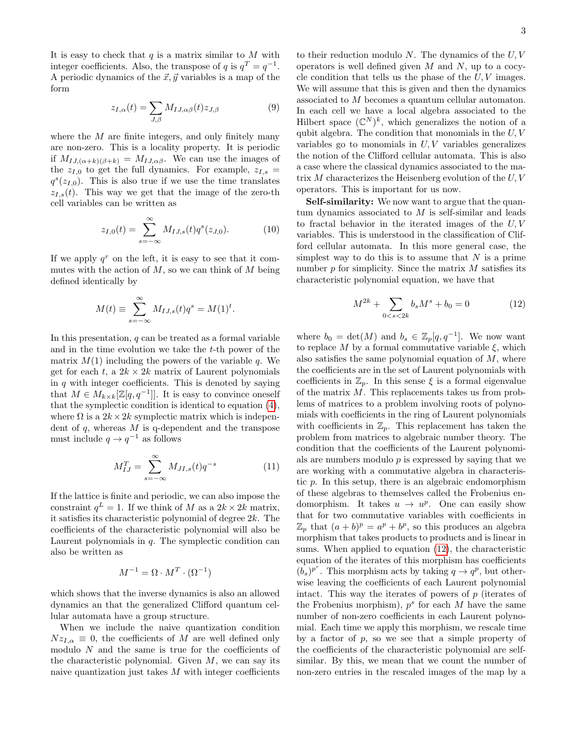It is easy to check that $q$ is a matrix similar to $M$ with integer coefficients. Also, the transpose of $q$ is $q^T = q^{-1}$. A periodic dynamics of the $\vec{x}, \vec{y}$ variables is a map of the form

$$z_{I,\alpha}(t) = \sum_{J,\beta} M_{IJ,\alpha\beta}(t) z_{J,\beta} \tag{9}$$

where the $M$ are finite integers, and only finitely many are non-zero. This is a locality property. It is periodic if $M_{IJ,(\alpha+k)(\beta+k)} = M_{IJ,\alpha\beta}$. We can use the images of the $z_{I,0}$ to get the full dynamics. For example, $z_{I,s} = q^s(z_{I,0})$. This is also true if we use the time translates $z_{I,s}(t)$. This way we get that the image of the zero-th cell variables can be written as

$$z_{I,0}(t) = \sum_{s=-\infty}^{\infty} M_{IJ,s}(t) q^s(z_{J,0}). \tag{10}$$

If we apply $q^r$ on the left, it is easy to see that it commutes with the action of $M$, so we can think of $M$ being defined identically by

$$M(t) \equiv \sum_{s=-\infty}^{\infty} M_{IJ,s}(t) q^s = M(1)^t.$$

In this presentation, $q$ can be treated as a formal variable and in the time evolution we take the $t$-th power of the matrix $M(1)$ including the powers of the variable $q$. We get for each $t$, a $2k \times 2k$ matrix of Laurent polynomials in $q$ with integer coefficients. This is denoted by saying that $M \in M_{k\times k}[\mathbb{Z}[q, q^{-1}]]$. It is easy to convince oneself that the symplectic condition is identical to equation (4), where $\Omega$ is a $2k \times 2k$ symplectic matrix which is independent of $q$, whereas $M$ is q-dependent and the transpose must include $q \to q^{-1}$ as follows

$$M^T_{IJ} = \sum_{s=-\infty}^{\infty} M_{JI,s}(t) q^{-s} \tag{11}$$

If the lattice is finite and periodic, we can also impose the constraint $q^L = 1$. If we think of $M$ as a $2k \times 2k$ matrix, it satisfies its characteristic polynomial of degree $2k$. The coefficients of the characteristic polynomial will also be Laurent polynomials in $q$. The symplectic condition can also be written as

$$M^{-1} = \Omega \cdot M^T \cdot (\Omega^{-1})$$

which shows that the inverse dynamics is also an allowed dynamics an that the generalized Clifford quantum cellular automata have a group structure.

When we include the naive quantization condition $N z_{I,\alpha} \equiv 0$, the coefficients of $M$ are well defined only modulo $N$ and the same is true for the coefficients of the characteristic polynomial. Given $M$, we can say its naive quantization just takes $M$ with integer coefficients to their reduction modulo $N$. The dynamics of the $U, V$ operators is well defined given $M$ and $N$, up to a cocycle condition that tells us the phase of the $U, V$ images. We will assume that this is given and then the dynamics associated to $M$ becomes a quantum cellular automaton. In each cell we have a local algebra associated to the Hilbert space $(\mathbb{C}^N)^k$, which generalizes the notion of a qubit algebra. The condition that monomials in the $U, V$ variables go to monomials in $U, V$ variables generalizes the notion of the Clifford cellular automata. This is also a case where the classical dynamics associated to the matrix $M$ characterizes the Heisenberg evolution of the $U, V$ operators. This is important for us now.

**Self-similarity:** We now want to argue that the quantum dynamics associated to $M$ is self-similar and leads to fractal behavior in the iterated images of the $U, V$ variables. This is understood in the classification of Clifford cellular automata. In this more general case, the simplest way to do this is to assume that $N$ is a prime number $p$ for simplicity. Since the matrix $M$ satisfies its characteristic polynomial equation, we have that

$$M^{2k} + \sum_{0<s<2k} b_s M^s + b_0 = 0 \tag{12}$$

where $b_0 = \det(M)$ and $b_s \in \mathbb{Z}_p[q, q^{-1}]$. We now want to replace $M$ by a formal commutative variable $\xi$, which also satisfies the same polynomial equation of $M$, where the coefficients are in the set of Laurent polynomials with coefficients in $\mathbb{Z}_p$. In this sense $\xi$ is a formal eigenvalue of the matrix $M$. This replacements takes us from problems of matrices to a problem involving roots of polynomials with coefficients in the ring of Laurent polynomials with coefficients in $\mathbb{Z}_p$. This replacement has taken the problem from matrices to algebraic number theory. The condition that the coefficients of the Laurent polynomials are numbers modulo $p$ is expressed by saying that we are working with a commutative algebra in characteristic $p$. In this setup, there is an algebraic endomorphism of these algebras to themselves called the Frobenius endomorphism. It takes $u \to u^p$. One can easily show that for two commutative variables with coefficients in $\mathbb{Z}_p$ that $(a+b)^p = a^p + b^p$, so this produces an algebra morphism that takes products to products and is linear in sums. When applied to equation (12), the characteristic equation of the iterates of this morphism has coefficients $(b_s)^{p^r}$. This morphism acts by taking $q \to q^p$, but otherwise leaving the coefficients of each Laurent polynomial intact. This way the iterates of powers of $p$ (iterates of the Frobenius morphism), $p^s$ for each $M$ have the same number of non-zero coefficients in each Laurent polynomial. Each time we apply this morphism, we rescale time by a factor of $p$, so we see that a simple property of the coefficients of the characteristic polynomial are self-similar. By this, we mean that we count the number of non-zero entries in the rescaled images of the map by a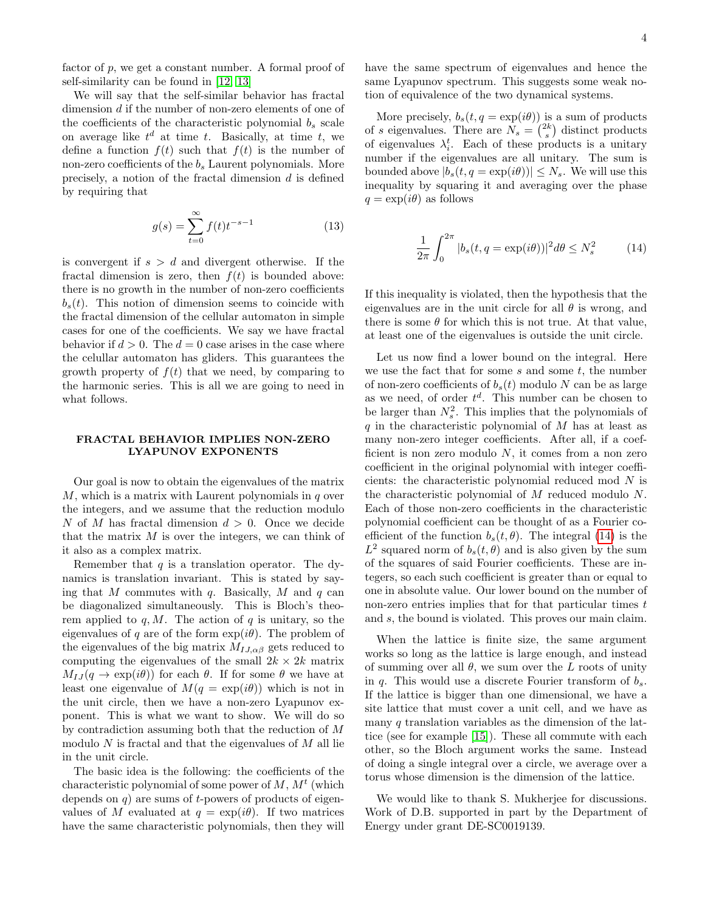factor of $p$, we get a constant number. A formal proof of self-similarity can be found in [12, 13]

We will say that the self-similar behavior has fractal dimension $d$ if the number of non-zero elements of one of the coefficients of the characteristic polynomial $b_s$ scale on average like $t^d$ at time $t$. Basically, at time $t$, we define a function $f(t)$ such that $f(t)$ is the number of non-zero coefficients of the $b_s$ Laurent polynomials. More precisely, a notion of the fractal dimension $d$ is defined by requiring that

$$g(s) = \sum_{t=0}^{\infty} f(t) t^{-s-1} \tag{13}$$

is convergent if $s > d$ and divergent otherwise. If the fractal dimension is zero, then $f(t)$ is bounded above: there is no growth in the number of non-zero coefficients $b_s(t)$. This notion of dimension seems to coincide with the fractal dimension of the cellular automaton in simple cases for one of the coefficients. We say we have fractal behavior if $d > 0$. The $d = 0$ case arises in the case where the celullar automaton has gliders. This guarantees the growth property of $f(t)$ that we need, by comparing to the harmonic series. This is all we are going to need in what follows.

## FRACTAL BEHAVIOR IMPLIES NON-ZERO LYAPUNOV EXPONENTS

Our goal is now to obtain the eigenvalues of the matrix $M$, which is a matrix with Laurent polynomials in $q$ over the integers, and we assume that the reduction modulo $N$ of $M$ has fractal dimension $d > 0$. Once we decide that the matrix $M$ is over the integers, we can think of it also as a complex matrix.

Remember that $q$ is a translation operator. The dynamics is translation invariant. This is stated by saying that $M$ commutes with $q$. Basically, $M$ and $q$ can be diagonalized simultaneously. This is Bloch's theorem applied to $q, M$. The action of $q$ is unitary, so the eigenvalues of $q$ are of the form $\exp(i\theta)$. The problem of the eigenvalues of the big matrix $M_{IJ,\alpha\beta}$ gets reduced to computing the eigenvalues of the small $2k \times 2k$ matrix $M_{IJ}(q \to \exp(i\theta))$ for each $\theta$. If for some $\theta$ we have at least one eigenvalue of $M(q = \exp(i\theta))$ which is not in the unit circle, then we have a non-zero Lyapunov exponent. This is what we want to show. We will do so by contradiction assuming both that the reduction of $M$ modulo $N$ is fractal and that the eigenvalues of $M$ all lie in the unit circle.

The basic idea is the following: the coefficients of the characteristic polynomial of some power of $M$, $M^t$ (which depends on $q$) are sums of $t$-powers of products of eigenvalues of $M$ evaluated at $q = \exp(i\theta)$. If two matrices have the same characteristic polynomials, then they will have the same spectrum of eigenvalues and hence the same Lyapunov spectrum. This suggests some weak notion of equivalence of the two dynamical systems.

More precisely, $b_s(t, q = \exp(i\theta))$ is a sum of products of $s$ eigenvalues. There are $N_s = \binom{2k}{s}$ distinct products of eigenvalues $\lambda_i^t$. Each of these products is a unitary number if the eigenvalues are all unitary. The sum is bounded above $|b_s(t, q = \exp(i\theta))| \leq N_s$. We will use this inequality by squaring it and averaging over the phase $q = \exp(i\theta)$ as follows

$$\frac{1}{2\pi} \int_0^{2\pi} |b_s(t, q = \exp(i\theta))|^2 d\theta \leq N_s^2 \tag{14}$$

If this inequality is violated, then the hypothesis that the eigenvalues are in the unit circle for all $\theta$ is wrong, and there is some $\theta$ for which this is not true. At that value, at least one of the eigenvalues is outside the unit circle.

Let us now find a lower bound on the integral. Here we use the fact that for some $s$ and some $t$, the number of non-zero coefficients of $b_s(t)$ modulo $N$ can be as large as we need, of order $t^d$. This number can be chosen to be larger than $N_s^2$. This implies that the polynomials of $q$ in the characteristic polynomial of $M$ has at least as many non-zero integer coefficients. After all, if a coefficient is non zero modulo $N$, it comes from a non zero coefficient in the original polynomial with integer coefficients: the characteristic polynomial reduced mod $N$ is the characteristic polynomial of $M$ reduced modulo $N$. Each of those non-zero coefficients in the characteristic polynomial coefficient can be thought of as a Fourier coefficient of the function $b_s(t, \theta)$. The integral (14) is the $L^2$ squared norm of $b_s(t, \theta)$ and is also given by the sum of the squares of said Fourier coefficients. These are integers, so each such coefficient is greater than or equal to one in absolute value. Our lower bound on the number of non-zero entries implies that for that particular times $t$ and $s$, the bound is violated. This proves our main claim.

When the lattice is finite size, the same argument works so long as the lattice is large enough, and instead of summing over all $\theta$, we sum over the $L$ roots of unity in $q$. This would use a discrete Fourier transform of $b_s$. If the lattice is bigger than one dimensional, we have a site lattice that must cover a unit cell, and we have as many $q$ translation variables as the dimension of the lattice (see for example [15]). These all commute with each other, so the Bloch argument works the same. Instead of doing a single integral over a circle, we average over a torus whose dimension is the dimension of the lattice.

We would like to thank S. Mukherjee for discussions. Work of D.B. supported in part by the Department of Energy under grant DE-SC0019139.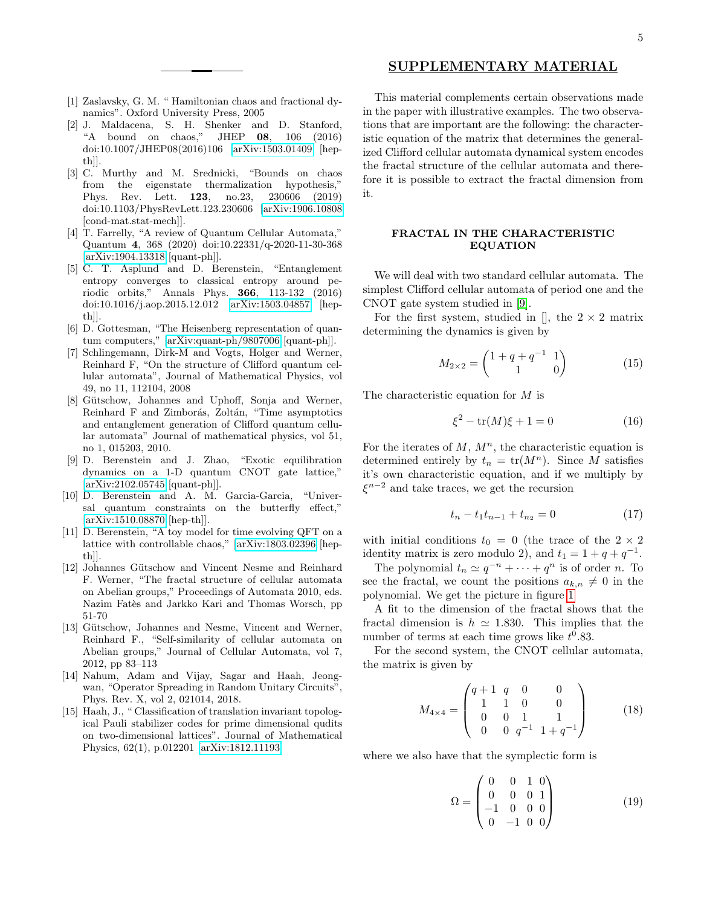[1] Zaslavsky, G. M. " Hamiltonian chaos and fractional dynamics". Oxford University Press, 2005

[2] J. Maldacena, S. H. Shenker and D. Stanford, "A bound on chaos," JHEP **08**, 106 (2016) doi:10.1007/JHEP08(2016)106 [arXiv:1503.01409 [hep-th]].

[3] C. Murthy and M. Srednicki, "Bounds on chaos from the eigenstate thermalization hypothesis," Phys. Rev. Lett. **123**, no.23, 230606 (2019) doi:10.1103/PhysRevLett.123.230606 [arXiv:1906.10808 [cond-mat.stat-mech]].

[4] T. Farrelly, "A review of Quantum Cellular Automata," Quantum **4**, 368 (2020) doi:10.22331/q-2020-11-30-368 [arXiv:1904.13318 [quant-ph]].

[5] C. T. Asplund and D. Berenstein, "Entanglement entropy converges to classical entropy around periodic orbits," Annals Phys. **366**, 113-132 (2016) doi:10.1016/j.aop.2015.12.012 [arXiv:1503.04857 [hep-th]].

[6] D. Gottesman, "The Heisenberg representation of quantum computers," [arXiv:quant-ph/9807006 [quant-ph]].

[7] Schlingemann, Dirk-M and Vogts, Holger and Werner, Reinhard F, "On the structure of Clifford quantum cellular automata", Journal of Mathematical Physics, vol 49, no 11, 112104, 2008

[8] Gütschow, Johannes and Uphoff, Sonja and Werner, Reinhard F and Zimborás, Zoltán, "Time asymptotics and entanglement generation of Clifford quantum cellular automata" Journal of mathematical physics, vol 51, no 1, 015203, 2010.

[9] D. Berenstein and J. Zhao, "Exotic equilibration dynamics on a 1-D quantum CNOT gate lattice," [arXiv:2102.05745 [quant-ph]].

[10] D. Berenstein and A. M. Garcia-Garcia, "Universal quantum constraints on the butterfly effect," [arXiv:1510.08870 [hep-th]].

[11] D. Berenstein, "A toy model for time evolving QFT on a lattice with controllable chaos," [arXiv:1803.02396 [hep-th]].

[12] Johannes Gütschow and Vincent Nesme and Reinhard F. Werner, "The fractal structure of cellular automata on Abelian groups," Proceedings of Automata 2010, eds. Nazim Fatès and Jarkko Kari and Thomas Worsch, pp 51-70

[13] Gütschow, Johannes and Nesme, Vincent and Werner, Reinhard F., "Self-similarity of cellular automata on Abelian groups," Journal of Cellular Automata, vol 7, 2012, pp 83–113

[14] Nahum, Adam and Vijay, Sagar and Haah, Jeongwan, "Operator Spreading in Random Unitary Circuits", Phys. Rev. X, vol 2, 021014, 2018.

[15] Haah, J., " Classification of translation invariant topological Pauli stabilizer codes for prime dimensional qudits on two-dimensional lattices". Journal of Mathematical Physics, 62(1), p.012201 [arXiv:1812.11193

## SUPPLEMENTARY MATERIAL

This material complements certain observations made in the paper with illustrative examples. The two observations that are important are the following: the characteristic equation of the matrix that determines the generalized Clifford cellular automata dynamical system encodes the fractal structure of the cellular automata and therefore it is possible to extract the fractal dimension from it.

### FRACTAL IN THE CHARACTERISTIC EQUATION

We will deal with two standard cellular automata. The simplest Clifford cellular automata of period one and the CNOT gate system studied in [9].

For the first system, studied in [], the $2\times 2$ matrix determining the dynamics is given by

$$M_{2\times 2} = \begin{pmatrix} 1+q+q^{-1} & 1\\ 1 & 0\end{pmatrix} \tag{15}$$

The characteristic equation for $M$ is

$$\xi^2 - \mathrm{tr}(M)\xi + 1 = 0 \tag{16}$$

For the iterates of $M$, $M^n$, the characteristic equation is determined entirely by $t_n = \mathrm{tr}(M^n)$. Since $M$ satisfies it's own characteristic equation, and if we multiply by $\xi^{n-2}$ and take traces, we get the recursion

$$t_n - t_1 t_{n-1} + t_{n_2} = 0 \tag{17}$$

with initial conditions $t_0 = 0$ (the trace of the $2\times 2$ identity matrix is zero modulo 2), and $t_1 = 1 + q + q^{-1}$.

The polynomial $t_n \simeq q^{-n} + \cdots + q^n$ is of order $n$. To see the fractal, we count the positions $a_{k,n} \neq 0$ in the polynomial. We get the picture in figure 1

A fit to the dimension of the fractal shows that the fractal dimension is $h \simeq 1.830$. This implies that the number of terms at each time grows like $t^0.83$.

For the second system, the CNOT cellular automata, the matrix is given by

$$M_{4\times 4} = \begin{pmatrix} q+1 & q & 0 & 0\\ 1 & 1 & 0 & 0\\ 0 & 0 & 1 & 1\\ 0 & 0 & q^{-1} & 1+q^{-1}\end{pmatrix} \tag{18}$$

where we also have that the symplectic form is

$$\Omega = \begin{pmatrix} 0 & 0 & 1 & 0\\ 0 & 0 & 0 & 1\\ -1 & 0 & 0 & 0\\ 0 & -1 & 0 & 0\end{pmatrix} \tag{19}$$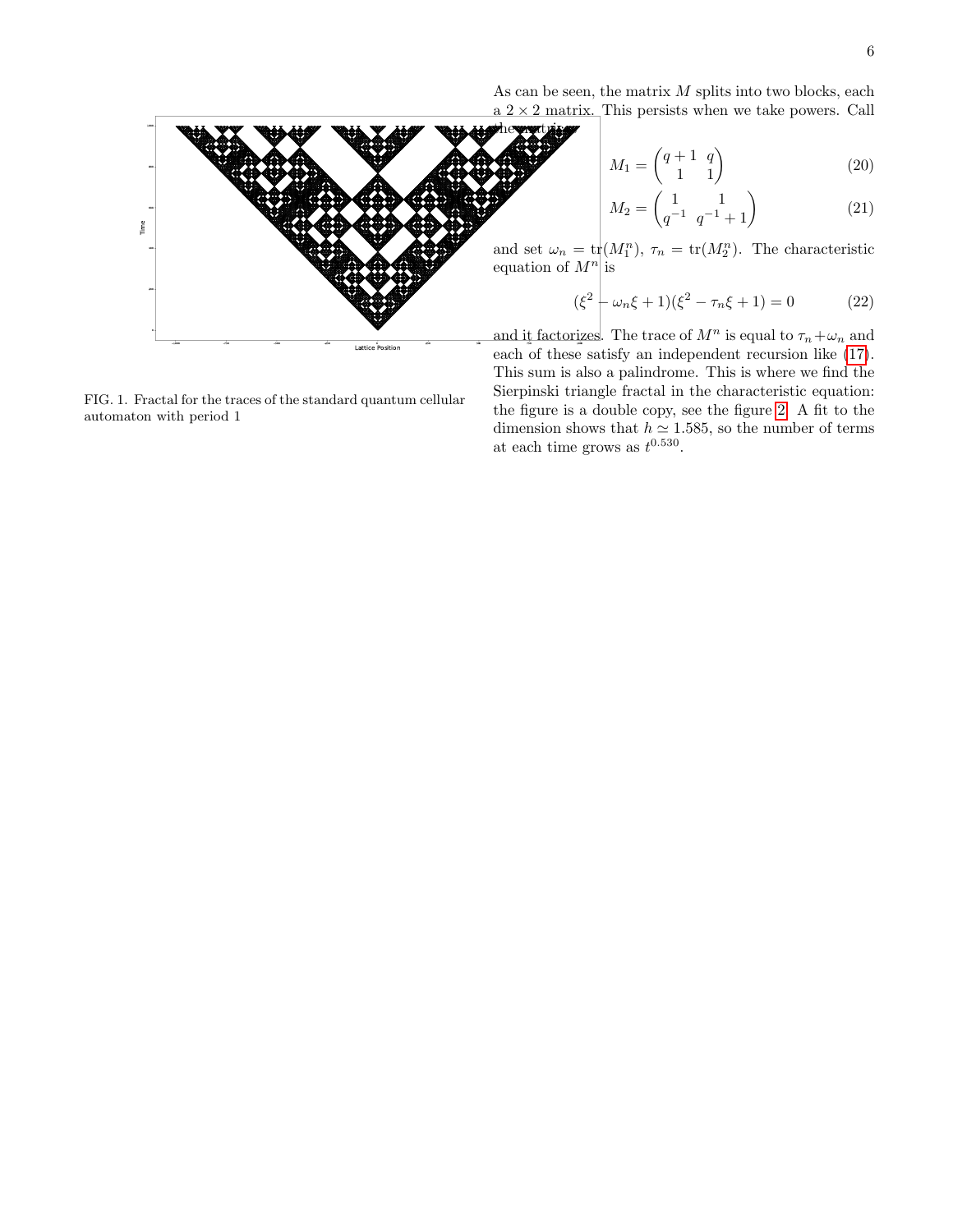As can be seen, the matrix $M$ splits into two blocks, each a $2 \times 2$ matrix. This persists when we take powers. Call the matrices

$$M_1 = \begin{pmatrix} q+1 & q \\ 1 & 1 \end{pmatrix} \tag{20}$$

$$M_2 = \begin{pmatrix} 1 & 1 \\ q^{-1} & q^{-1}+1 \end{pmatrix} \tag{21}$$

and set $\omega_n = \mathrm{tr}(M_1^n)$, $\tau_n = \mathrm{tr}(M_2^n)$. The characteristic equation of $M^n$ is

$$(\xi^2 - \omega_n \xi + 1)(\xi^2 - \tau_n \xi + 1) = 0 \tag{22}$$

and it factorizes. The trace of $M^n$ is equal to $\tau_n + \omega_n$ and each of these satisfy an independent recursion like (17). This sum is also a palindrome. This is where we find the Sierpinski triangle fractal in the characteristic equation: the figure is a double copy, see the figure 2. A fit to the dimension shows that $h \simeq 1.585$, so the number of terms at each time grows as $t^{0.530}$.

FIG. 1. Fractal for the traces of the standard quantum cellular automaton with period 1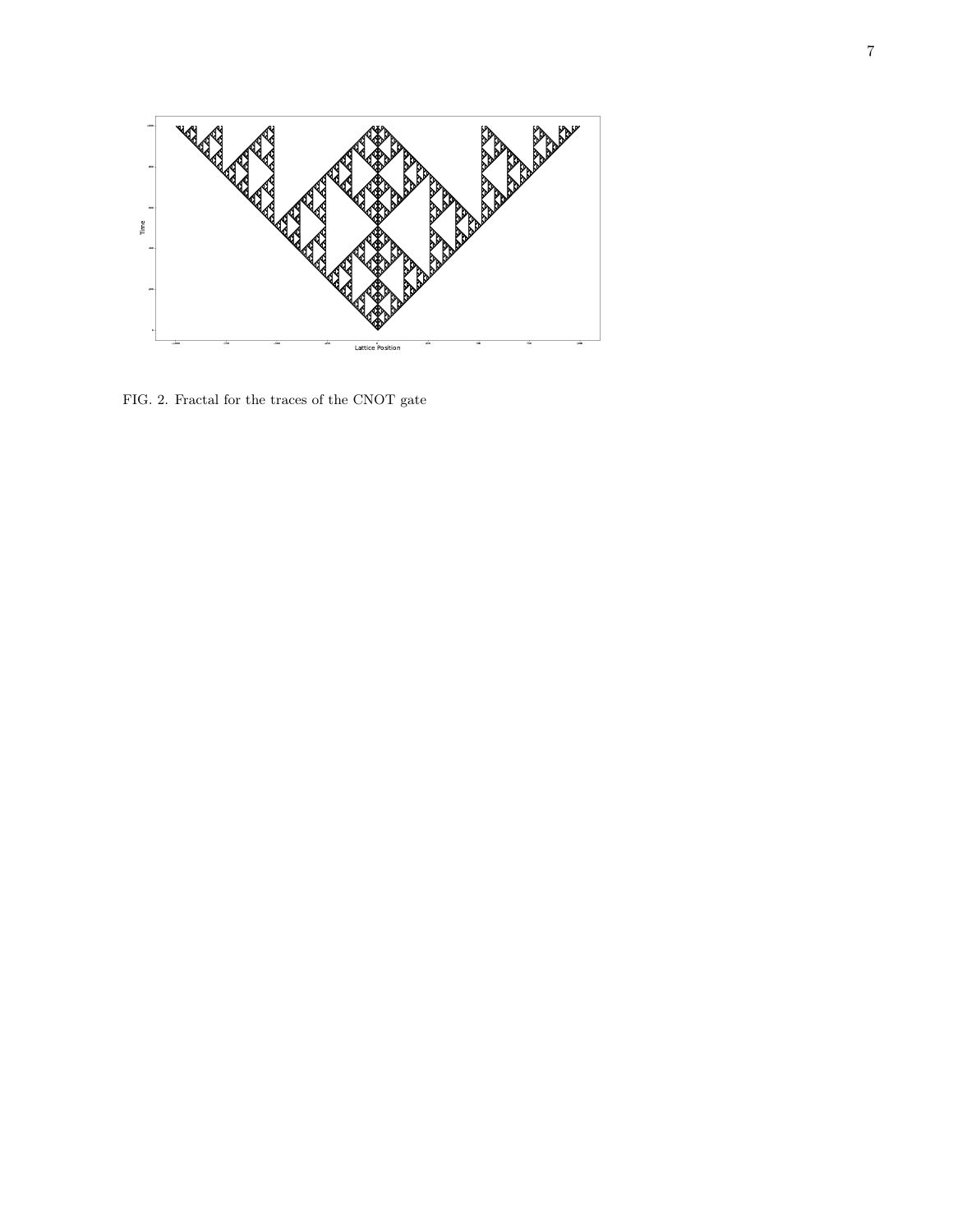Time

Lattice Position

FIG. 2. Fractal for the traces of the CNOT gate